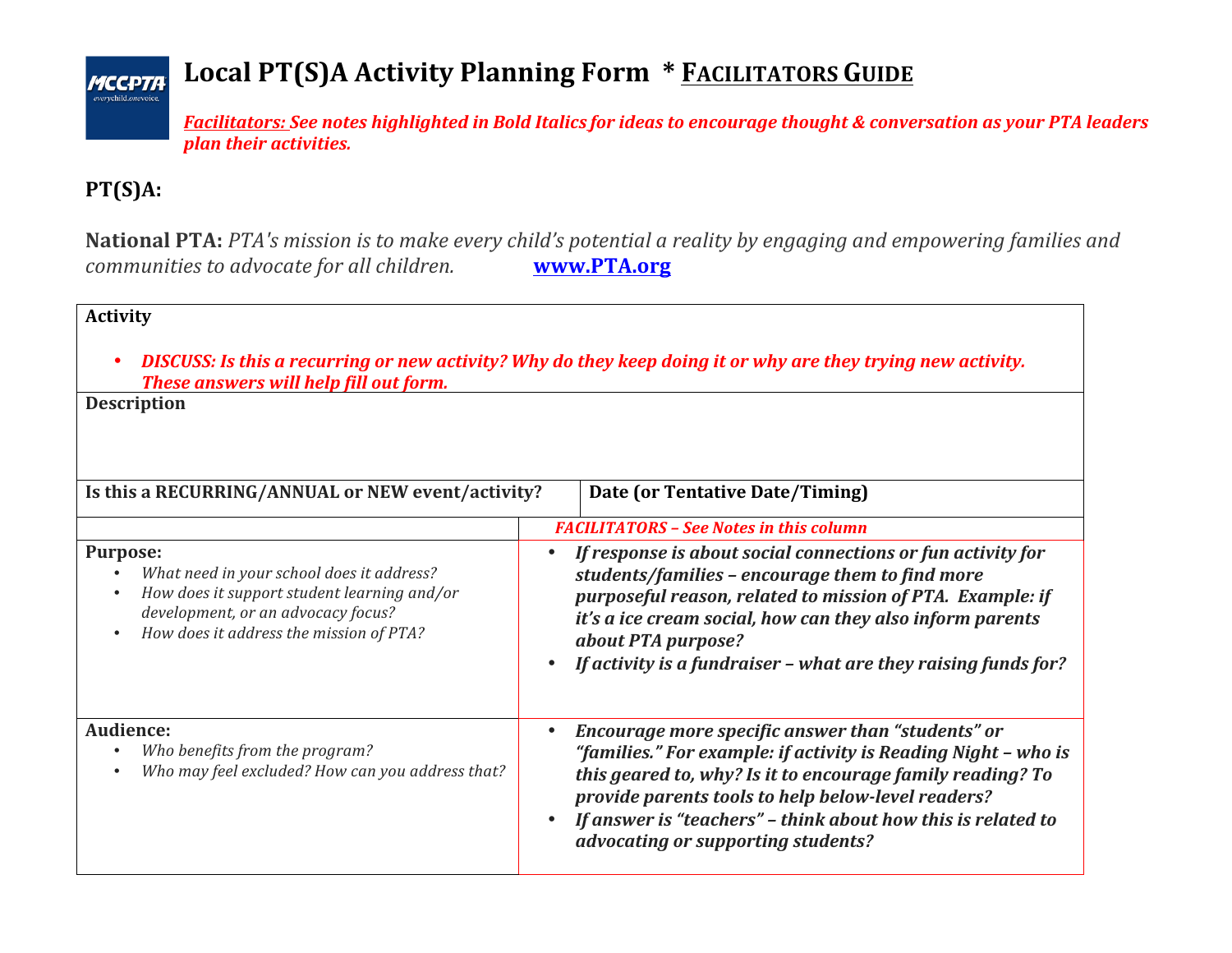# Local PT(S)A Activity Planning Form * FACILITATORS GUIDE

***Facilitators:* See notes highlighted in Bold Italics for ideas to encourage thought & conversation as your PTA leaders plan their activities.**

**PT(S)A:**

**National PTA:** *PTA's mission is to make every child's potential a reality by engaging and empowering families and communities to advocate for all children.* **www.PTA.org**

| **Activity**<br><br>• ***DISCUSS: Is this a recurring or new activity? Why do they keep doing it or why are they trying new activity. These answers will help fill out form.*** | |
|---|---|
| **Description** | |
| **Is this a RECURRING/ANNUAL or NEW event/activity?** | **Date (or Tentative Date/Timing)** |
| | ***FACILITATORS – See Notes in this column*** |
| **Purpose:**<br>• *What need in your school does it address?*<br>• *How does it support student learning and/or development, or an advocacy focus?*<br>• *How does it address the mission of PTA?* | • ***If response is about social connections or fun activity for students/families – encourage them to find more purposeful reason, related to mission of PTA. Example: if it's a ice cream social, how can they also inform parents about PTA purpose?***<br>• ***If activity is a fundraiser – what are they raising funds for?*** |
| **Audience:**<br>• *Who benefits from the program?*<br>• *Who may feel excluded? How can you address that?* | • ***Encourage more specific answer than "students" or "families." For example: if activity is Reading Night – who is this geared to, why? Is it to encourage family reading? To provide parents tools to help below-level readers?***<br>• ***If answer is "teachers" – think about how this is related to advocating or supporting students?*** |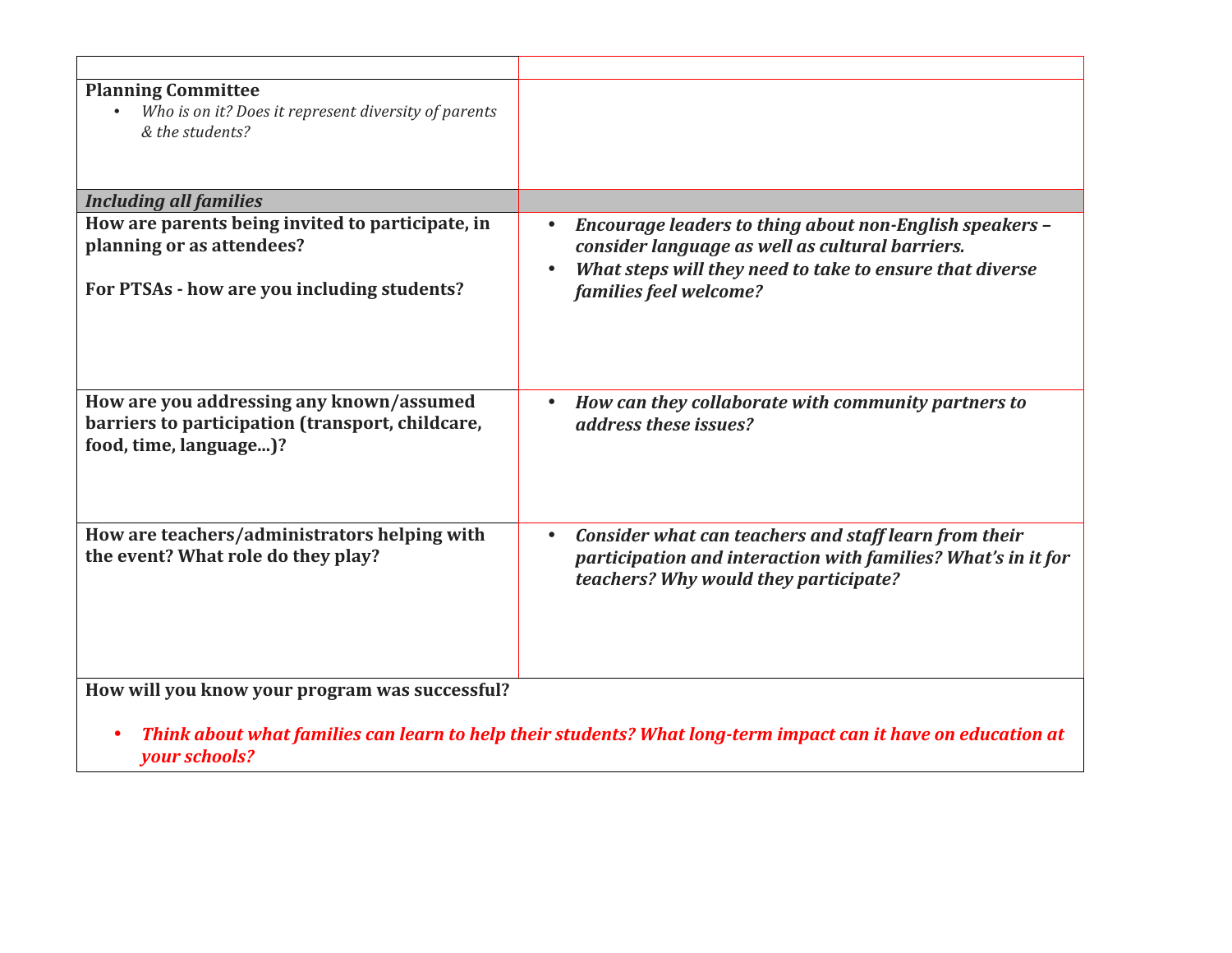| | |
|---|---|
| **Planning Committee**<br>• *Who is on it? Does it represent diversity of parents & the students?* | |
| ***Including all families*** | |
| **How are parents being invited to participate, in planning or as attendees?**<br><br>**For PTSAs - how are you including students?** | • ***Encourage leaders to thing about non-English speakers – consider language as well as cultural barriers.***<br>• ***What steps will they need to take to ensure that diverse families feel welcome?*** |
| **How are you addressing any known/assumed barriers to participation (transport, childcare, food, time, language...)?** | • ***How can they collaborate with community partners to address these issues?*** |
| **How are teachers/administrators helping with the event? What role do they play?** | • ***Consider what can teachers and staff learn from their participation and interaction with families? What's in it for teachers? Why would they participate?*** |
| **How will you know your program was successful?**<br><br>• ***Think about what families can learn to help their students? What long-term impact can it have on education at your schools?*** | |